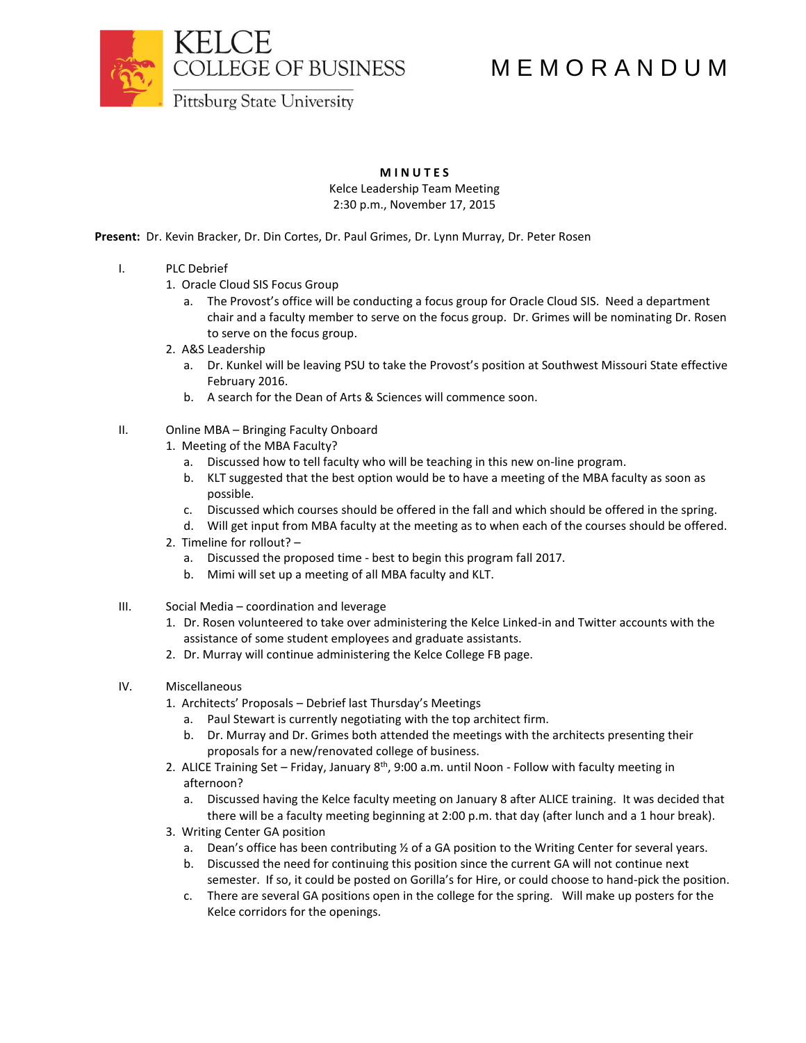KELCE COLLEGE OF BUSINESS
Pittsburg State University

# M E M O R A N D U M

**M I N U T E S**
Kelce Leadership Team Meeting
2:30 p.m., November 17, 2015

**Present:** Dr. Kevin Bracker, Dr. Din Cortes, Dr. Paul Grimes, Dr. Lynn Murray, Dr. Peter Rosen

I. PLC Debrief
   1. Oracle Cloud SIS Focus Group
      a. The Provost's office will be conducting a focus group for Oracle Cloud SIS. Need a department chair and a faculty member to serve on the focus group. Dr. Grimes will be nominating Dr. Rosen to serve on the focus group.
   2. A&S Leadership
      a. Dr. Kunkel will be leaving PSU to take the Provost's position at Southwest Missouri State effective February 2016.
      b. A search for the Dean of Arts & Sciences will commence soon.

II. Online MBA – Bringing Faculty Onboard
   1. Meeting of the MBA Faculty?
      a. Discussed how to tell faculty who will be teaching in this new on-line program.
      b. KLT suggested that the best option would be to have a meeting of the MBA faculty as soon as possible.
      c. Discussed which courses should be offered in the fall and which should be offered in the spring.
      d. Will get input from MBA faculty at the meeting as to when each of the courses should be offered.
   2. Timeline for rollout? –
      a. Discussed the proposed time - best to begin this program fall 2017.
      b. Mimi will set up a meeting of all MBA faculty and KLT.

III. Social Media – coordination and leverage
   1. Dr. Rosen volunteered to take over administering the Kelce Linked-in and Twitter accounts with the assistance of some student employees and graduate assistants.
   2. Dr. Murray will continue administering the Kelce College FB page.

IV. Miscellaneous
   1. Architects' Proposals – Debrief last Thursday's Meetings
      a. Paul Stewart is currently negotiating with the top architect firm.
      b. Dr. Murray and Dr. Grimes both attended the meetings with the architects presenting their proposals for a new/renovated college of business.
   2. ALICE Training Set – Friday, January 8th, 9:00 a.m. until Noon - Follow with faculty meeting in afternoon?
      a. Discussed having the Kelce faculty meeting on January 8 after ALICE training. It was decided that there will be a faculty meeting beginning at 2:00 p.m. that day (after lunch and a 1 hour break).
   3. Writing Center GA position
      a. Dean's office has been contributing ½ of a GA position to the Writing Center for several years.
      b. Discussed the need for continuing this position since the current GA will not continue next semester. If so, it could be posted on Gorilla's for Hire, or could choose to hand-pick the position.
      c. There are several GA positions open in the college for the spring. Will make up posters for the Kelce corridors for the openings.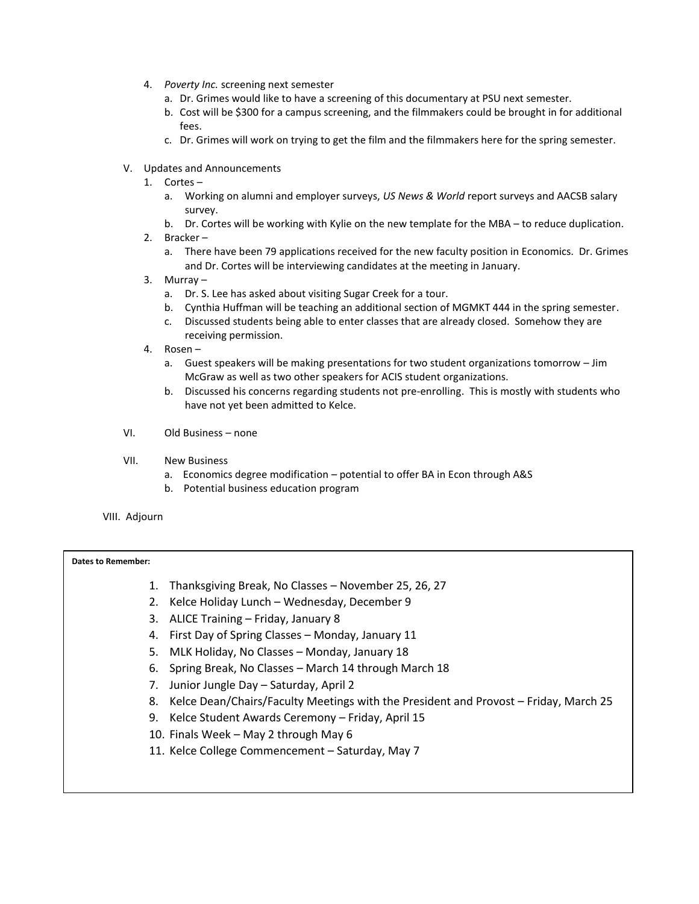4. *Poverty Inc.* screening next semester
    a. Dr. Grimes would like to have a screening of this documentary at PSU next semester.
    b. Cost will be $300 for a campus screening, and the filmmakers could be brought in for additional fees.
    c. Dr. Grimes will work on trying to get the film and the filmmakers here for the spring semester.

V. Updates and Announcements
   1. Cortes –
      a. Working on alumni and employer surveys, *US News & World* report surveys and AACSB salary survey.
      b. Dr. Cortes will be working with Kylie on the new template for the MBA – to reduce duplication.
   2. Bracker –
      a. There have been 79 applications received for the new faculty position in Economics. Dr. Grimes and Dr. Cortes will be interviewing candidates at the meeting in January.
   3. Murray –
      a. Dr. S. Lee has asked about visiting Sugar Creek for a tour.
      b. Cynthia Huffman will be teaching an additional section of MGMKT 444 in the spring semester.
      c. Discussed students being able to enter classes that are already closed. Somehow they are receiving permission.
   4. Rosen –
      a. Guest speakers will be making presentations for two student organizations tomorrow – Jim McGraw as well as two other speakers for ACIS student organizations.
      b. Discussed his concerns regarding students not pre-enrolling. This is mostly with students who have not yet been admitted to Kelce.

VI. Old Business – none

VII. New Business
   a. Economics degree modification – potential to offer BA in Econ through A&S
   b. Potential business education program

VIII. Adjourn

**Dates to Remember:**

1. Thanksgiving Break, No Classes – November 25, 26, 27
2. Kelce Holiday Lunch – Wednesday, December 9
3. ALICE Training – Friday, January 8
4. First Day of Spring Classes – Monday, January 11
5. MLK Holiday, No Classes – Monday, January 18
6. Spring Break, No Classes – March 14 through March 18
7. Junior Jungle Day – Saturday, April 2
8. Kelce Dean/Chairs/Faculty Meetings with the President and Provost – Friday, March 25
9. Kelce Student Awards Ceremony – Friday, April 15
10. Finals Week – May 2 through May 6
11. Kelce College Commencement – Saturday, May 7